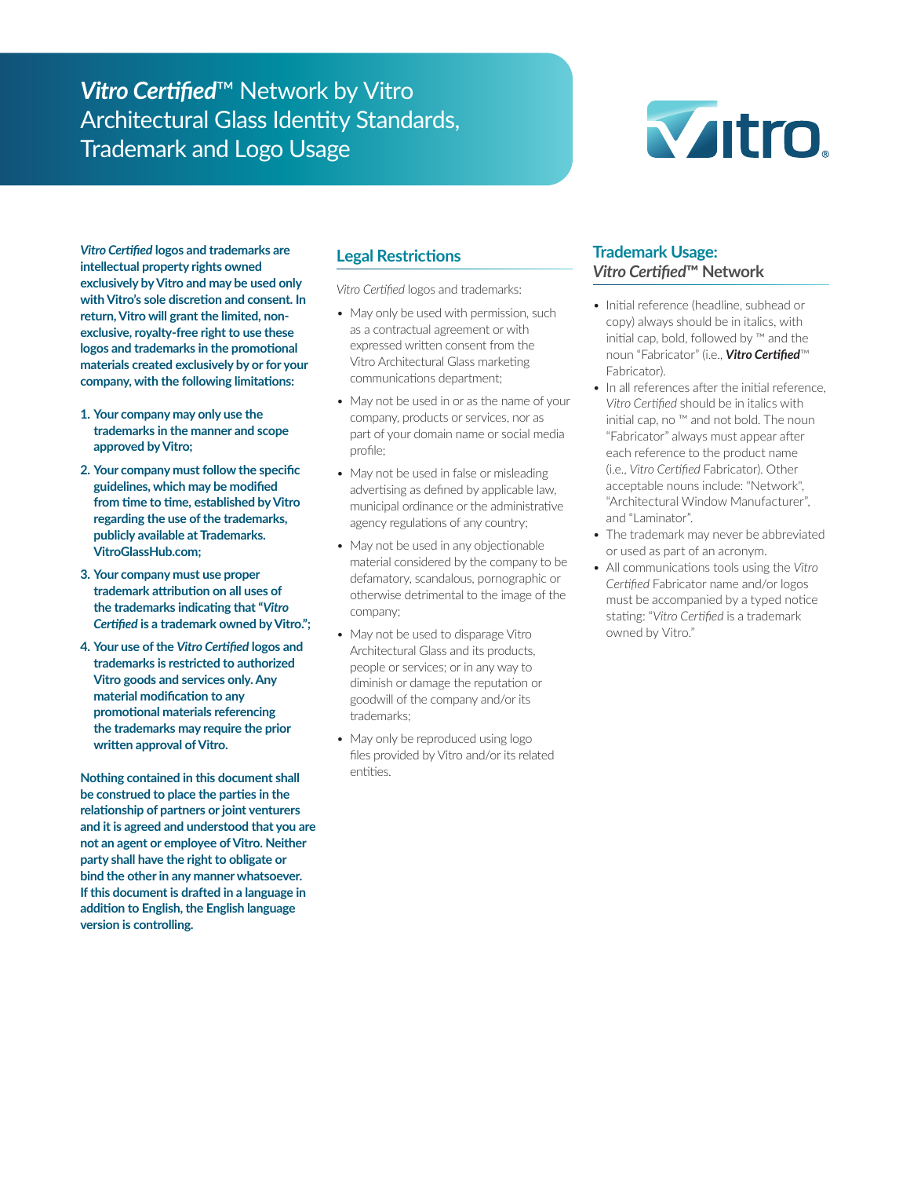# *Vitro Certified*™ Network by Vitro Architectural Glass Identity Standards, Trademark and Logo Usage

***Vitro Certified* logos and trademarks are intellectual property rights owned exclusively by Vitro and may be used only with Vitro's sole discretion and consent. In return, Vitro will grant the limited, non-exclusive, royalty-free right to use these logos and trademarks in the promotional materials created exclusively by or for your company, with the following limitations:**

1. **Your company may only use the trademarks in the manner and scope approved by Vitro;**
2. **Your company must follow the specific guidelines, which may be modified from time to time, established by Vitro regarding the use of the trademarks, publicly available at Trademarks.VitroGlassHub.com;**
3. **Your company must use proper trademark attribution on all uses of the trademarks indicating that "*Vitro Certified* is a trademark owned by Vitro.";**
4. **Your use of the *Vitro Certified* logos and trademarks is restricted to authorized Vitro goods and services only. Any material modification to any promotional materials referencing the trademarks may require the prior written approval of Vitro.**

**Nothing contained in this document shall be construed to place the parties in the relationship of partners or joint venturers and it is agreed and understood that you are not an agent or employee of Vitro. Neither party shall have the right to obligate or bind the other in any manner whatsoever. If this document is drafted in a language in addition to English, the English language version is controlling.**

## Legal Restrictions

*Vitro Certified* logos and trademarks:

- May only be used with permission, such as a contractual agreement or with expressed written consent from the Vitro Architectural Glass marketing communications department;
- May not be used in or as the name of your company, products or services, nor as part of your domain name or social media profile;
- May not be used in false or misleading advertising as defined by applicable law, municipal ordinance or the administrative agency regulations of any country;
- May not be used in any objectionable material considered by the company to be defamatory, scandalous, pornographic or otherwise detrimental to the image of the company;
- May not be used to disparage Vitro Architectural Glass and its products, people or services; or in any way to diminish or damage the reputation or goodwill of the company and/or its trademarks;
- May only be reproduced using logo files provided by Vitro and/or its related entities.

## Trademark Usage: *Vitro Certified*™ Network

- Initial reference (headline, subhead or copy) always should be in italics, with initial cap, bold, followed by ™ and the noun "Fabricator" (i.e., ***Vitro Certified***™ Fabricator).
- In all references after the initial reference, *Vitro Certified* should be in italics with initial cap, no ™ and not bold. The noun "Fabricator" always must appear after each reference to the product name (i.e., *Vitro Certified* Fabricator). Other acceptable nouns include: "Network", "Architectural Window Manufacturer", and "Laminator".
- The trademark may never be abbreviated or used as part of an acronym.
- All communications tools using the *Vitro Certified* Fabricator name and/or logos must be accompanied by a typed notice stating: "*Vitro Certified* is a trademark owned by Vitro."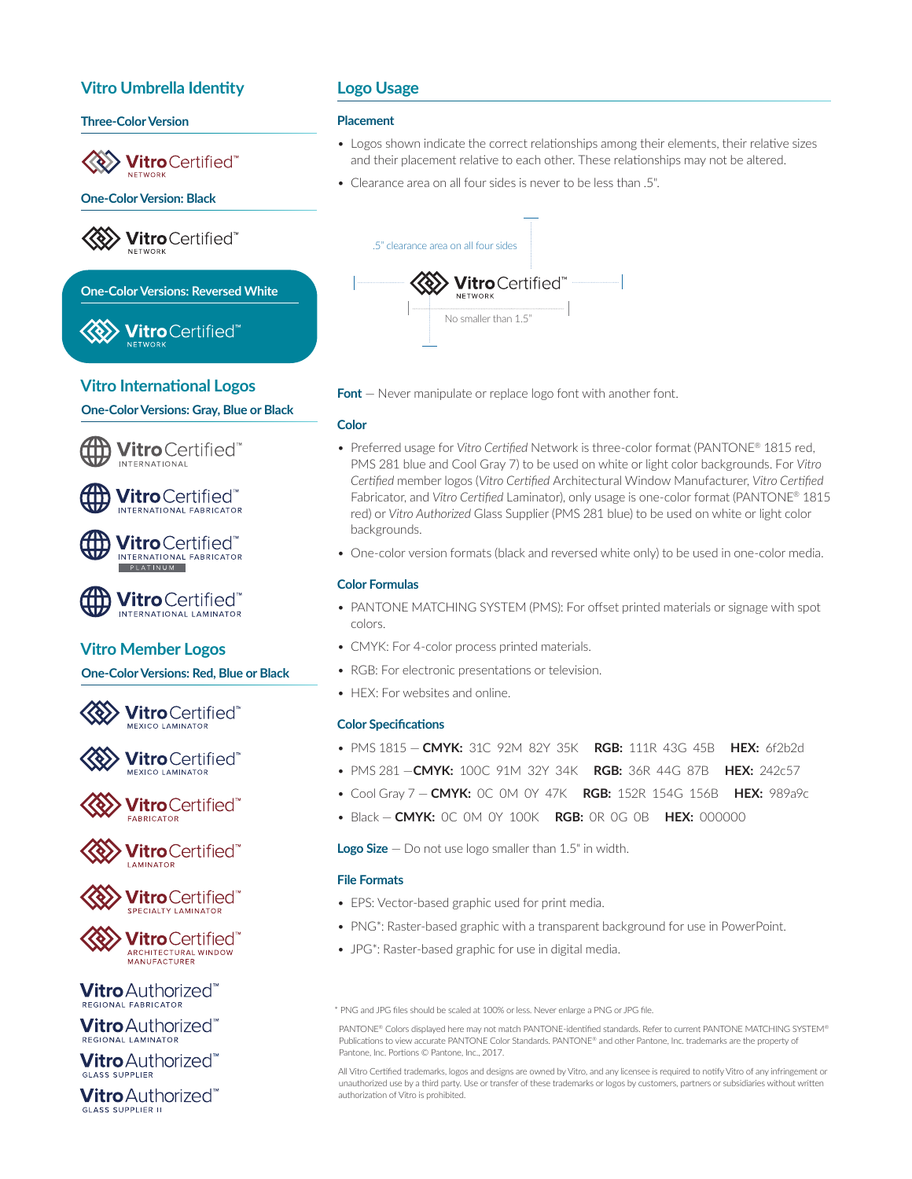## Vitro Umbrella Identity

### Three-Color Version

Vitro Certified™ NETWORK

### One-Color Version: Black

Vitro Certified™ NETWORK

### One-Color Versions: Reversed White

Vitro Certified™ NETWORK

## Vitro International Logos

### One-Color Versions: Gray, Blue or Black

Vitro Certified™ INTERNATIONAL

Vitro Certified™ INTERNATIONAL FABRICATOR

Vitro Certified™ INTERNATIONAL FABRICATOR PLATINUM

Vitro Certified™ INTERNATIONAL LAMINATOR

## Vitro Member Logos

### One-Color Versions: Red, Blue or Black

Vitro Certified™ MEXICO LAMINATOR

Vitro Certified™ MEXICO LAMINATOR

Vitro Certified™ FABRICATOR

Vitro Certified™ LAMINATOR

Vitro Certified™ SPECIALTY LAMINATOR

Vitro Certified™ ARCHITECTURAL WINDOW MANUFACTURER

Vitro Authorized™ REGIONAL FABRICATOR

Vitro Authorized™ REGIONAL LAMINATOR

Vitro Authorized™ GLASS SUPPLIER

Vitro Authorized™ GLASS SUPPLIER II

## Logo Usage

### Placement

- Logos shown indicate the correct relationships among their elements, their relative sizes and their placement relative to each other. These relationships may not be altered.
- Clearance area on all four sides is never to be less than .5".

.5" clearance area on all four sides

Vitro Certified™ NETWORK

No smaller than 1.5"

**Font** — Never manipulate or replace logo font with another font.

### Color

- Preferred usage for *Vitro Certified* Network is three-color format (PANTONE® 1815 red, PMS 281 blue and Cool Gray 7) to be used on white or light color backgrounds. For *Vitro Certified* member logos (*Vitro Certified* Architectural Window Manufacturer, *Vitro Certified* Fabricator, and *Vitro Certified* Laminator), only usage is one-color format (PANTONE® 1815 red) or *Vitro Authorized* Glass Supplier (PMS 281 blue) to be used on white or light color backgrounds.
- One-color version formats (black and reversed white only) to be used in one-color media.

### Color Formulas

- PANTONE MATCHING SYSTEM (PMS): For offset printed materials or signage with spot colors.
- CMYK: For 4-color process printed materials.
- RGB: For electronic presentations or television.
- HEX: For websites and online.

### Color Specifications

- PMS 1815 — **CMYK:** 31C 92M 82Y 35K **RGB:** 111R 43G 45B **HEX:** 6f2b2d
- PMS 281 —**CMYK:** 100C 91M 32Y 34K **RGB:** 36R 44G 87B **HEX:** 242c57
- Cool Gray 7 — **CMYK:** 0C 0M 0Y 47K **RGB:** 152R 154G 156B **HEX:** 989a9c
- Black — **CMYK:** 0C 0M 0Y 100K **RGB:** 0R 0G 0B **HEX:** 000000

**Logo Size** — Do not use logo smaller than 1.5" in width.

### File Formats

- EPS: Vector-based graphic used for print media.
- PNG*: Raster-based graphic with a transparent background for use in PowerPoint.
- JPG*: Raster-based graphic for use in digital media.

\* PNG and JPG files should be scaled at 100% or less. Never enlarge a PNG or JPG file.

PANTONE® Colors displayed here may not match PANTONE-identified standards. Refer to current PANTONE MATCHING SYSTEM® Publications to view accurate PANTONE Color Standards. PANTONE® and other Pantone, Inc. trademarks are the property of Pantone, Inc. Portions © Pantone, Inc., 2017.

All Vitro Certified trademarks, logos and designs are owned by Vitro, and any licensee is required to notify Vitro of any infringement or unauthorized use by a third party. Use or transfer of these trademarks or logos by customers, partners or subsidiaries without written authorization of Vitro is prohibited.